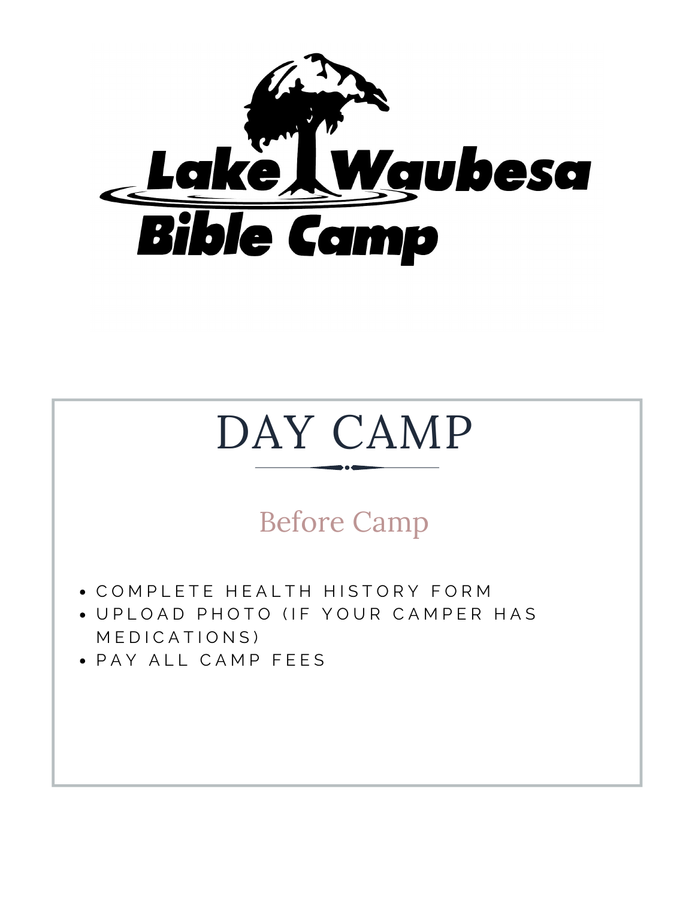Lake Waubesa Bible Camp

# DAY CAMP

## Before Camp

- COMPLETE HEALTH HISTORY FORM
- UPLOAD PHOTO (IF YOUR CAMPER HAS MEDICATIONS)
- PAY ALL CAMP FEES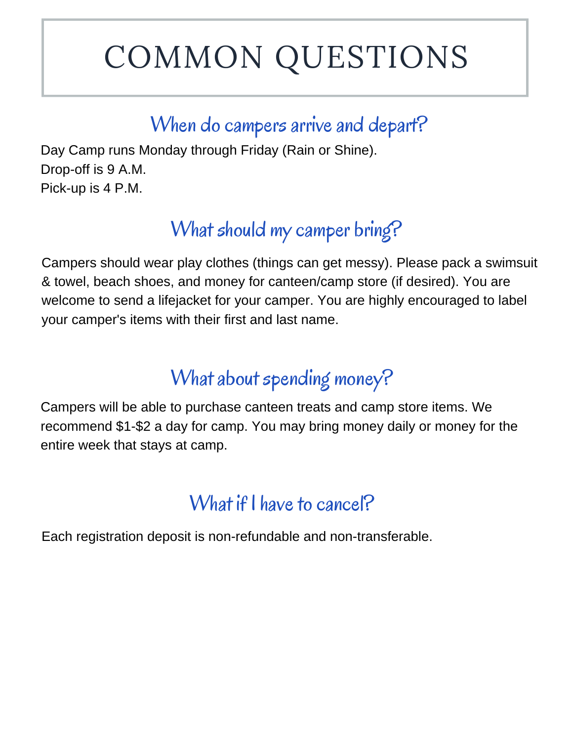# COMMON QUESTIONS

## When do campers arrive and depart?

Day Camp runs Monday through Friday (Rain or Shine).
Drop-off is 9 A.M.
Pick-up is 4 P.M.

## What should my camper bring?

Campers should wear play clothes (things can get messy). Please pack a swimsuit & towel, beach shoes, and money for canteen/camp store (if desired). You are welcome to send a lifejacket for your camper. You are highly encouraged to label your camper's items with their first and last name.

## What about spending money?

Campers will be able to purchase canteen treats and camp store items. We recommend $1-$2 a day for camp. You may bring money daily or money for the entire week that stays at camp.

## What if I have to cancel?

Each registration deposit is non-refundable and non-transferable.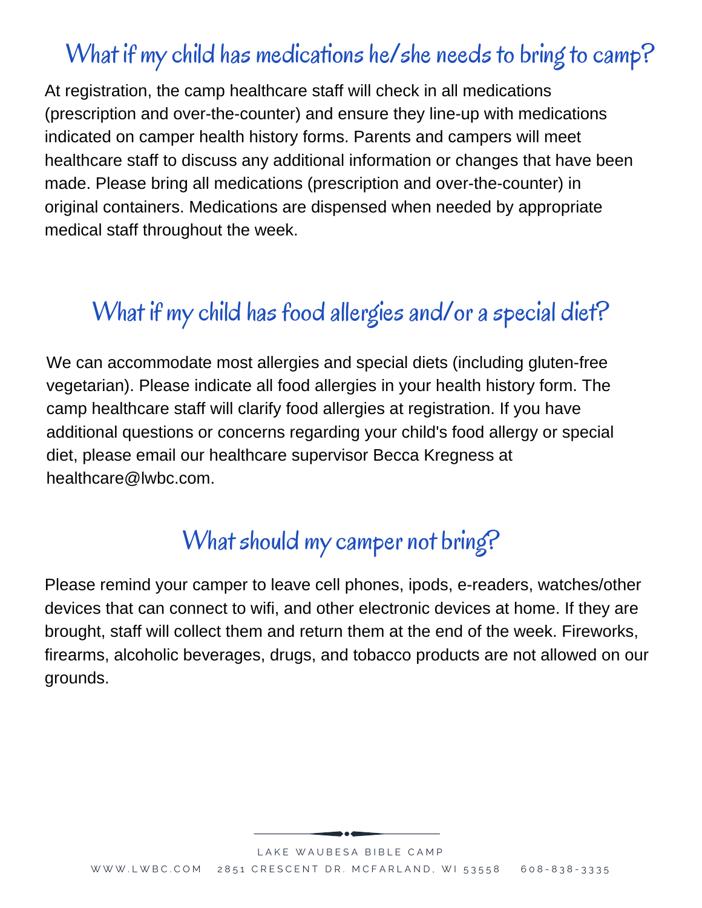## What if my child has medications he/she needs to bring to camp?

At registration, the camp healthcare staff will check in all medications (prescription and over-the-counter) and ensure they line-up with medications indicated on camper health history forms. Parents and campers will meet healthcare staff to discuss any additional information or changes that have been made. Please bring all medications (prescription and over-the-counter) in original containers. Medications are dispensed when needed by appropriate medical staff throughout the week.

## What if my child has food allergies and/or a special diet?

We can accommodate most allergies and special diets (including gluten-free vegetarian). Please indicate all food allergies in your health history form. The camp healthcare staff will clarify food allergies at registration. If you have additional questions or concerns regarding your child's food allergy or special diet, please email our healthcare supervisor Becca Kregness at healthcare@lwbc.com.

## What should my camper not bring?

Please remind your camper to leave cell phones, ipods, e-readers, watches/other devices that can connect to wifi, and other electronic devices at home. If they are brought, staff will collect them and return them at the end of the week. Fireworks, firearms, alcoholic beverages, drugs, and tobacco products are not allowed on our grounds.